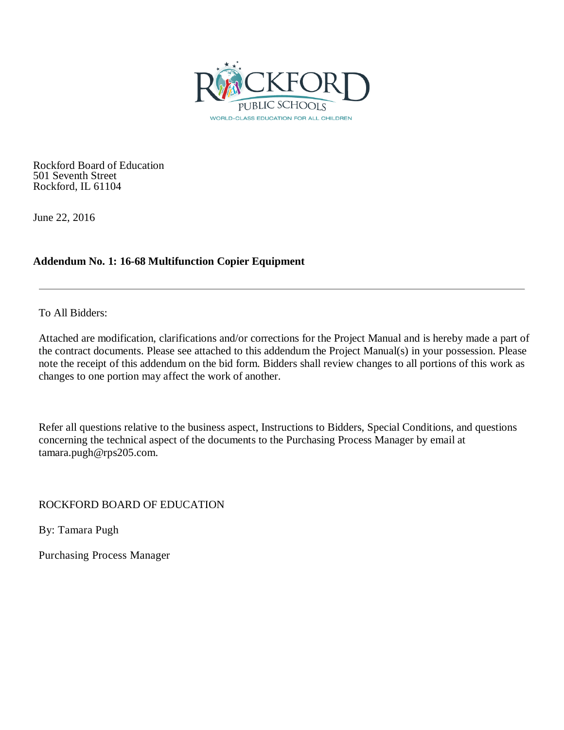Rockford Board of Education
501 Seventh Street
Rockford, IL 61104

June 22, 2016

**Addendum No. 1: 16-68 Multifunction Copier Equipment**

---

To All Bidders:

Attached are modification, clarifications and/or corrections for the Project Manual and is hereby made a part of the contract documents. Please see attached to this addendum the Project Manual(s) in your possession. Please note the receipt of this addendum on the bid form. Bidders shall review changes to all portions of this work as changes to one portion may affect the work of another.

Refer all questions relative to the business aspect, Instructions to Bidders, Special Conditions, and questions concerning the technical aspect of the documents to the Purchasing Process Manager by email at tamara.pugh@rps205.com.

ROCKFORD BOARD OF EDUCATION

By: Tamara Pugh

Purchasing Process Manager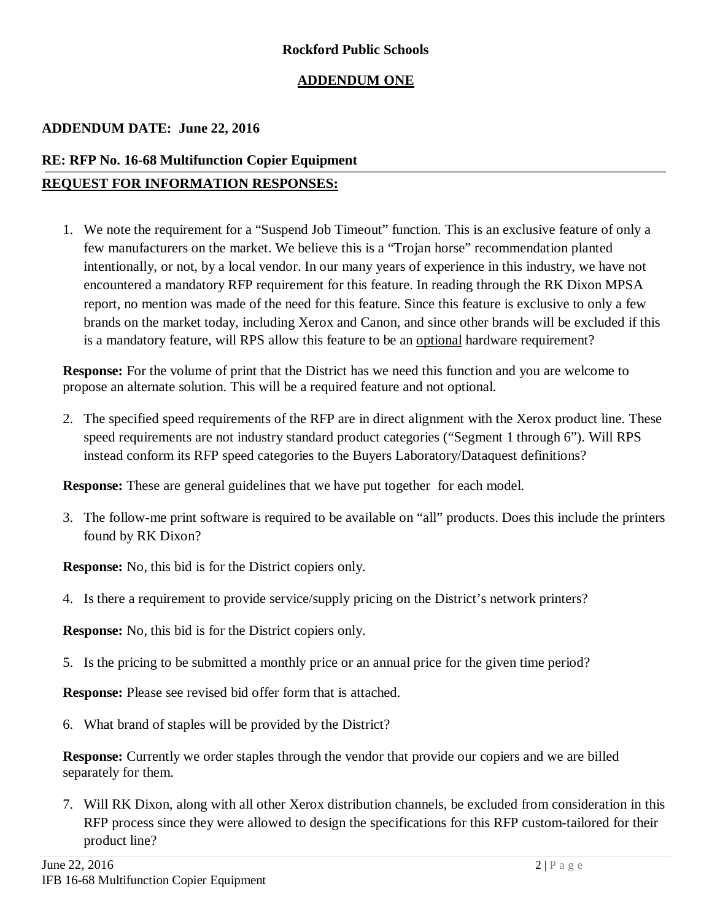**Rockford Public Schools**

**ADDENDUM ONE**

**ADDENDUM DATE: June 22, 2016**

**RE: RFP No. 16-68 Multifunction Copier Equipment**

**REQUEST FOR INFORMATION RESPONSES:**

1. We note the requirement for a "Suspend Job Timeout" function. This is an exclusive feature of only a few manufacturers on the market. We believe this is a "Trojan horse" recommendation planted intentionally, or not, by a local vendor. In our many years of experience in this industry, we have not encountered a mandatory RFP requirement for this feature. In reading through the RK Dixon MPSA report, no mention was made of the need for this feature. Since this feature is exclusive to only a few brands on the market today, including Xerox and Canon, and since other brands will be excluded if this is a mandatory feature, will RPS allow this feature to be an optional hardware requirement?

**Response:** For the volume of print that the District has we need this function and you are welcome to propose an alternate solution. This will be a required feature and not optional.

2. The specified speed requirements of the RFP are in direct alignment with the Xerox product line. These speed requirements are not industry standard product categories ("Segment 1 through 6"). Will RPS instead conform its RFP speed categories to the Buyers Laboratory/Dataquest definitions?

**Response:** These are general guidelines that we have put together for each model.

3. The follow-me print software is required to be available on "all" products. Does this include the printers found by RK Dixon?

**Response:** No, this bid is for the District copiers only.

4. Is there a requirement to provide service/supply pricing on the District's network printers?

**Response:** No, this bid is for the District copiers only.

5. Is the pricing to be submitted a monthly price or an annual price for the given time period?

**Response:** Please see revised bid offer form that is attached.

6. What brand of staples will be provided by the District?

**Response:** Currently we order staples through the vendor that provide our copiers and we are billed separately for them.

7. Will RK Dixon, along with all other Xerox distribution channels, be excluded from consideration in this RFP process since they were allowed to design the specifications for this RFP custom-tailored for their product line?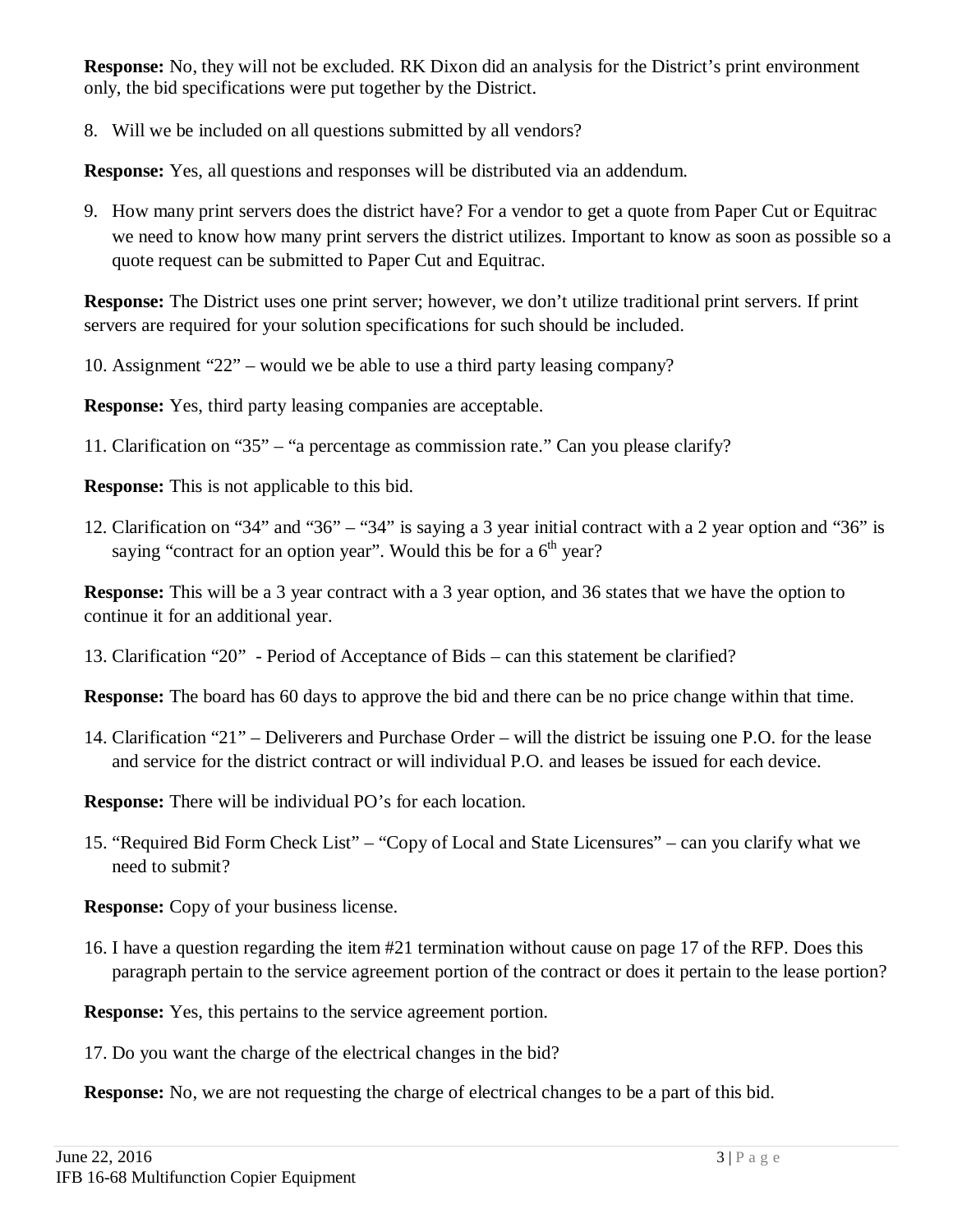**Response:** No, they will not be excluded. RK Dixon did an analysis for the District's print environment only, the bid specifications were put together by the District.

8. Will we be included on all questions submitted by all vendors?

**Response:** Yes, all questions and responses will be distributed via an addendum.

9. How many print servers does the district have? For a vendor to get a quote from Paper Cut or Equitrac we need to know how many print servers the district utilizes. Important to know as soon as possible so a quote request can be submitted to Paper Cut and Equitrac.

**Response:** The District uses one print server; however, we don't utilize traditional print servers. If print servers are required for your solution specifications for such should be included.

10. Assignment "22" – would we be able to use a third party leasing company?

**Response:** Yes, third party leasing companies are acceptable.

11. Clarification on "35" – "a percentage as commission rate." Can you please clarify?

**Response:** This is not applicable to this bid.

12. Clarification on "34" and "36" – "34" is saying a 3 year initial contract with a 2 year option and "36" is saying "contract for an option year". Would this be for a 6th year?

**Response:** This will be a 3 year contract with a 3 year option, and 36 states that we have the option to continue it for an additional year.

13. Clarification "20" - Period of Acceptance of Bids – can this statement be clarified?

**Response:** The board has 60 days to approve the bid and there can be no price change within that time.

14. Clarification "21" – Deliverers and Purchase Order – will the district be issuing one P.O. for the lease and service for the district contract or will individual P.O. and leases be issued for each device.

**Response:** There will be individual PO's for each location.

15. "Required Bid Form Check List" – "Copy of Local and State Licensures" – can you clarify what we need to submit?

**Response:** Copy of your business license.

16. I have a question regarding the item #21 termination without cause on page 17 of the RFP. Does this paragraph pertain to the service agreement portion of the contract or does it pertain to the lease portion?

**Response:** Yes, this pertains to the service agreement portion.

17. Do you want the charge of the electrical changes in the bid?

**Response:** No, we are not requesting the charge of electrical changes to be a part of this bid.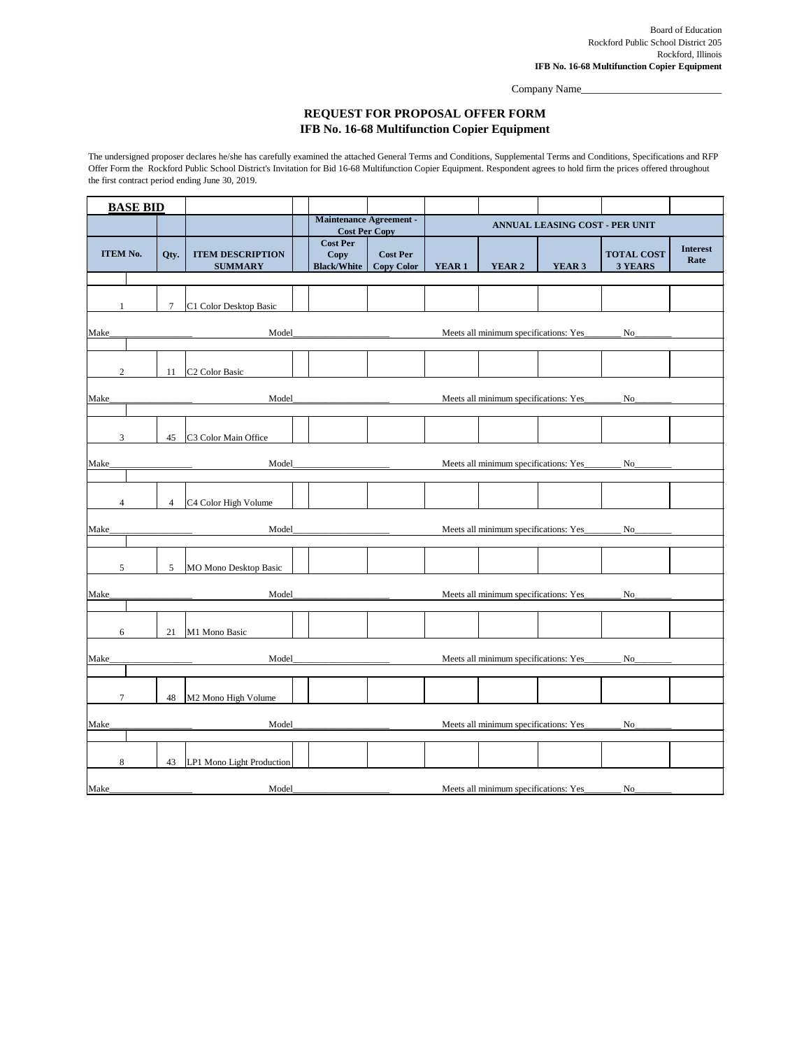Board of Education
Rockford Public School District 205
Rockford, Illinois
**IFB No. 16-68 Multifunction Copier Equipment**

Company Name__________________________

## REQUEST FOR PROPOSAL OFFER FORM
## IFB No. 16-68 Multifunction Copier Equipment

The undersigned proposer declares he/she has carefully examined the attached General Terms and Conditions, Supplemental Terms and Conditions, Specifications and RFP Offer Form the Rockford Public School District's Invitation for Bid 16-68 Multifunction Copier Equipment. Respondent agrees to hold firm the prices offered throughout the first contract period ending June 30, 2019.

**BASE BID**

| | | | Maintenance Agreement - Cost Per Copy | | ANNUAL LEASING COST - PER UNIT | | | | |
|---|---|---|---|---|---|---|---|---|---|
| **ITEM No.** | **Qty.** | **ITEM DESCRIPTION SUMMARY** | **Cost Per Copy Black/White** | **Cost Per Copy Color** | **YEAR 1** | **YEAR 2** | **YEAR 3** | **TOTAL COST 3 YEARS** | **Interest Rate** |
| 1 | 7 | C1 Color Desktop Basic | | | | | | | |
| Make__________________ | | Model_____________________ | | | Meets all minimum specifications: Yes________ No________ | | | | |
| 2 | 11 | C2 Color Basic | | | | | | | |
| Make__________________ | | Model_____________________ | | | Meets all minimum specifications: Yes________ No________ | | | | |
| 3 | 45 | C3 Color Main Office | | | | | | | |
| Make__________________ | | Model_____________________ | | | Meets all minimum specifications: Yes________ No________ | | | | |
| 4 | 4 | C4 Color High Volume | | | | | | | |
| Make__________________ | | Model_____________________ | | | Meets all minimum specifications: Yes________ No________ | | | | |
| 5 | 5 | MO Mono Desktop Basic | | | | | | | |
| Make__________________ | | Model_____________________ | | | Meets all minimum specifications: Yes________ No________ | | | | |
| 6 | 21 | M1 Mono Basic | | | | | | | |
| Make__________________ | | Model_____________________ | | | Meets all minimum specifications: Yes________ No________ | | | | |
| 7 | 48 | M2 Mono High Volume | | | | | | | |
| Make__________________ | | Model_____________________ | | | Meets all minimum specifications: Yes________ No________ | | | | |
| 8 | 43 | LP1 Mono Light Production | | | | | | | |
| Make__________________ | | Model_____________________ | | | Meets all minimum specifications: Yes________ No________ | | | | |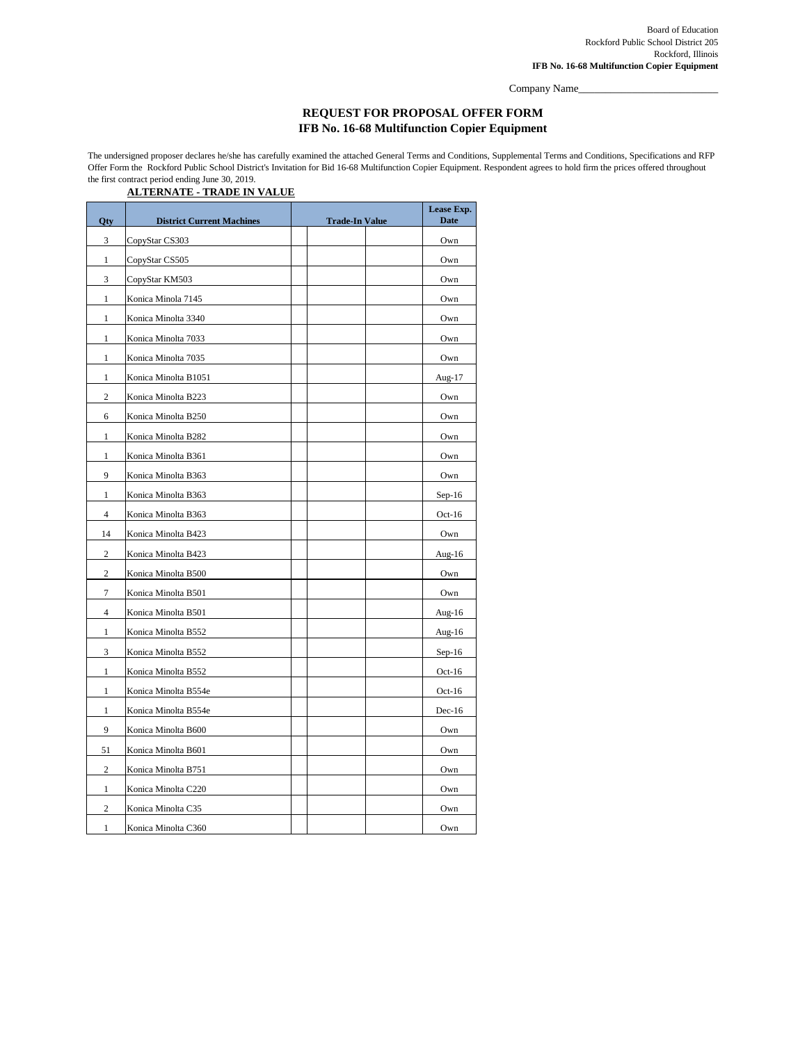Board of Education
Rockford Public School District 205
Rockford, Illinois
**IFB No. 16-68 Multifunction Copier Equipment**

Company Name__________________________

## REQUEST FOR PROPOSAL OFFER FORM
## IFB No. 16-68 Multifunction Copier Equipment

The undersigned proposer declares he/she has carefully examined the attached General Terms and Conditions, Supplemental Terms and Conditions, Specifications and RFP Offer Form the Rockford Public School District's Invitation for Bid 16-68 Multifunction Copier Equipment. Respondent agrees to hold firm the prices offered throughout the first contract period ending June 30, 2019.

**ALTERNATE - TRADE IN VALUE**

| Qty | District Current Machines | Trade-In Value | | | Lease Exp. Date |
|---|---|---|---|---|---|
| 3 | CopyStar CS303 | | | | Own |
| 1 | CopyStar CS505 | | | | Own |
| 3 | CopyStar KM503 | | | | Own |
| 1 | Konica Minolta 7145 | | | | Own |
| 1 | Konica Minolta 3340 | | | | Own |
| 1 | Konica Minolta 7033 | | | | Own |
| 1 | Konica Minolta 7035 | | | | Own |
| 1 | Konica Minolta B1051 | | | | Aug-17 |
| 2 | Konica Minolta B223 | | | | Own |
| 6 | Konica Minolta B250 | | | | Own |
| 1 | Konica Minolta B282 | | | | Own |
| 1 | Konica Minolta B361 | | | | Own |
| 9 | Konica Minolta B363 | | | | Own |
| 1 | Konica Minolta B363 | | | | Sep-16 |
| 4 | Konica Minolta B363 | | | | Oct-16 |
| 14 | Konica Minolta B423 | | | | Own |
| 2 | Konica Minolta B423 | | | | Aug-16 |
| 2 | Konica Minolta B500 | | | | Own |
| 7 | Konica Minolta B501 | | | | Own |
| 4 | Konica Minolta B501 | | | | Aug-16 |
| 1 | Konica Minolta B552 | | | | Aug-16 |
| 3 | Konica Minolta B552 | | | | Sep-16 |
| 1 | Konica Minolta B552 | | | | Oct-16 |
| 1 | Konica Minolta B554e | | | | Oct-16 |
| 1 | Konica Minolta B554e | | | | Dec-16 |
| 9 | Konica Minolta B600 | | | | Own |
| 51 | Konica Minolta B601 | | | | Own |
| 2 | Konica Minolta B751 | | | | Own |
| 1 | Konica Minolta C220 | | | | Own |
| 2 | Konica Minolta C35 | | | | Own |
| 1 | Konica Minolta C360 | | | | Own |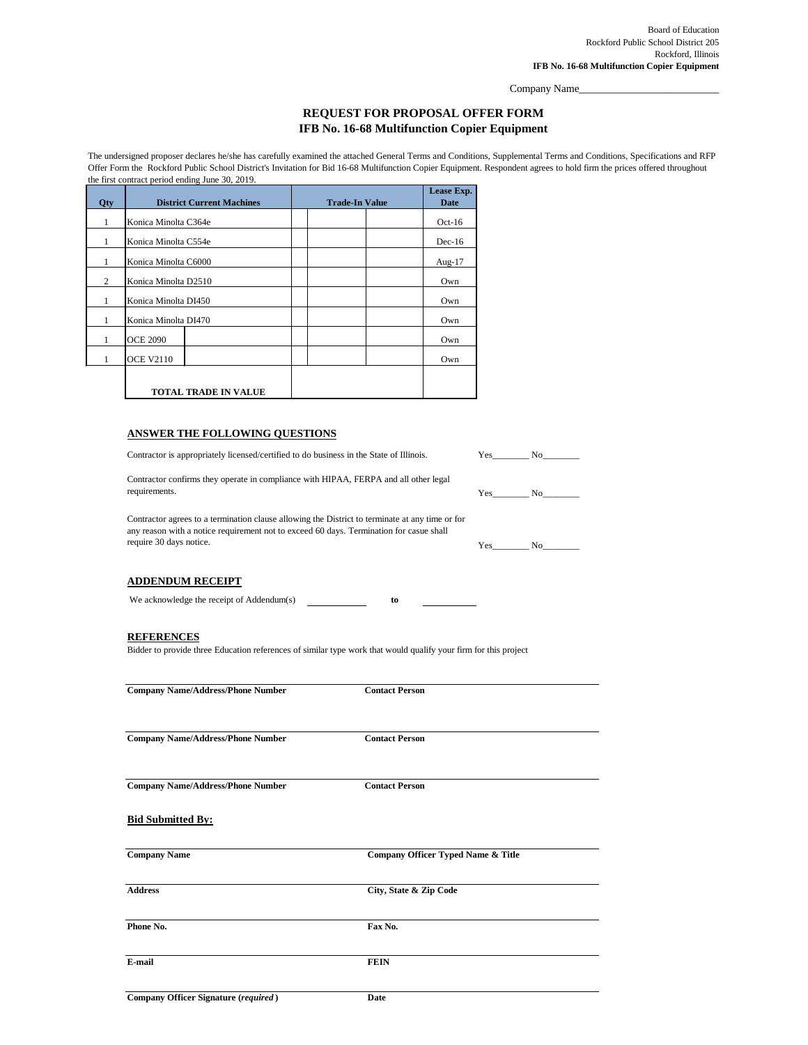Board of Education
Rockford Public School District 205
Rockford, Illinois
**IFB No. 16-68 Multifunction Copier Equipment**

Company Name__________________________

## REQUEST FOR PROPOSAL OFFER FORM
## IFB No. 16-68 Multifunction Copier Equipment

The undersigned proposer declares he/she has carefully examined the attached General Terms and Conditions, Supplemental Terms and Conditions, Specifications and RFP Offer Form the Rockford Public School District's Invitation for Bid 16-68 Multifunction Copier Equipment. Respondent agrees to hold firm the prices offered throughout the first contract period ending June 30, 2019.

| Qty | District Current Machines | Trade-In Value | Lease Exp. Date |
|---|---|---|---|
| 1 | Konica Minolta C364e | | Oct-16 |
| 1 | Konica Minolta C554e | | Dec-16 |
| 1 | Konica Minolta C6000 | | Aug-17 |
| 2 | Konica Minolta D2510 | | Own |
| 1 | Konica Minolta DI450 | | Own |
| 1 | Konica Minolta DI470 | | Own |
| 1 | OCE 2090 | | Own |
| 1 | OCE V2110 | | Own |
| | **TOTAL TRADE IN VALUE** | | |

### ANSWER THE FOLLOWING QUESTIONS

Contractor is appropriately licensed/certified to do business in the State of Illinois. Yes________ No________

Contractor confirms they operate in compliance with HIPAA, FERPA and all other legal requirements. Yes________ No________

Contractor agrees to a termination clause allowing the District to terminate at any time or for any reason with a notice requirement not to exceed 60 days. Termination for casue shall require 30 days notice. Yes________ No________

### ADDENDUM RECEIPT

We acknowledge the receipt of Addendum(s) ____________ **to** ____________

### REFERENCES

Bidder to provide three Education references of similar type work that would qualify your firm for this project

**Company Name/Address/Phone Number** **Contact Person**

**Company Name/Address/Phone Number** **Contact Person**

**Company Name/Address/Phone Number** **Contact Person**

### Bid Submitted By:

**Company Name** **Company Officer Typed Name & Title**

**Address** **City, State & Zip Code**

**Phone No.** **Fax No.**

**E-mail** **FEIN**

**Company Officer Signature (*required*)** **Date**